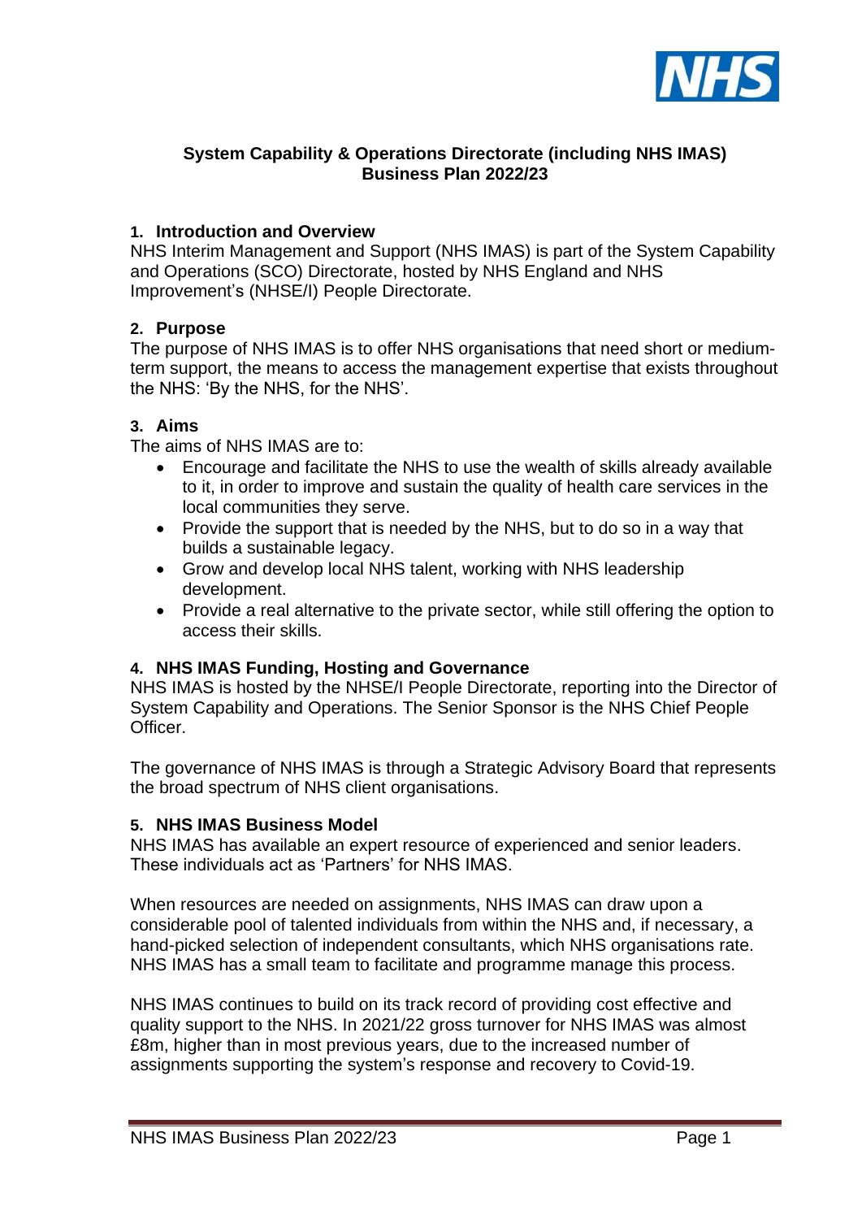# System Capability & Operations Directorate (including NHS IMAS) Business Plan 2022/23

## 1. Introduction and Overview

NHS Interim Management and Support (NHS IMAS) is part of the System Capability and Operations (SCO) Directorate, hosted by NHS England and NHS Improvement's (NHSE/I) People Directorate.

## 2. Purpose

The purpose of NHS IMAS is to offer NHS organisations that need short or medium-term support, the means to access the management expertise that exists throughout the NHS: 'By the NHS, for the NHS'.

## 3. Aims

The aims of NHS IMAS are to:

- Encourage and facilitate the NHS to use the wealth of skills already available to it, in order to improve and sustain the quality of health care services in the local communities they serve.
- Provide the support that is needed by the NHS, but to do so in a way that builds a sustainable legacy.
- Grow and develop local NHS talent, working with NHS leadership development.
- Provide a real alternative to the private sector, while still offering the option to access their skills.

## 4. NHS IMAS Funding, Hosting and Governance

NHS IMAS is hosted by the NHSE/I People Directorate, reporting into the Director of System Capability and Operations. The Senior Sponsor is the NHS Chief People Officer.

The governance of NHS IMAS is through a Strategic Advisory Board that represents the broad spectrum of NHS client organisations.

## 5. NHS IMAS Business Model

NHS IMAS has available an expert resource of experienced and senior leaders. These individuals act as 'Partners' for NHS IMAS.

When resources are needed on assignments, NHS IMAS can draw upon a considerable pool of talented individuals from within the NHS and, if necessary, a hand-picked selection of independent consultants, which NHS organisations rate. NHS IMAS has a small team to facilitate and programme manage this process.

NHS IMAS continues to build on its track record of providing cost effective and quality support to the NHS. In 2021/22 gross turnover for NHS IMAS was almost £8m, higher than in most previous years, due to the increased number of assignments supporting the system's response and recovery to Covid-19.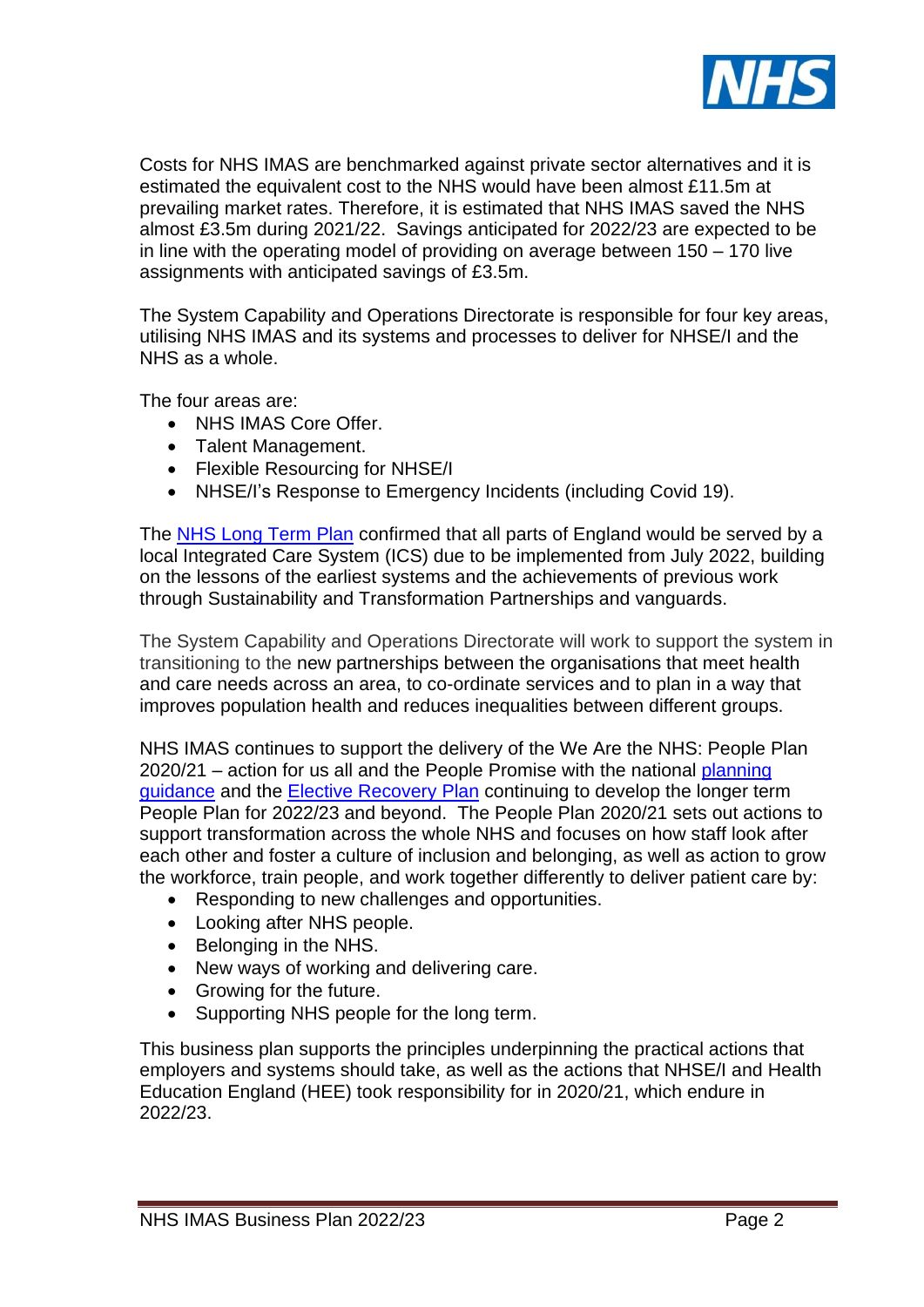Costs for NHS IMAS are benchmarked against private sector alternatives and it is estimated the equivalent cost to the NHS would have been almost £11.5m at prevailing market rates. Therefore, it is estimated that NHS IMAS saved the NHS almost £3.5m during 2021/22. Savings anticipated for 2022/23 are expected to be in line with the operating model of providing on average between 150 – 170 live assignments with anticipated savings of £3.5m.

The System Capability and Operations Directorate is responsible for four key areas, utilising NHS IMAS and its systems and processes to deliver for NHSE/I and the NHS as a whole.

The four areas are:

- NHS IMAS Core Offer.
- Talent Management.
- Flexible Resourcing for NHSE/I
- NHSE/I's Response to Emergency Incidents (including Covid 19).

The NHS Long Term Plan confirmed that all parts of England would be served by a local Integrated Care System (ICS) due to be implemented from July 2022, building on the lessons of the earliest systems and the achievements of previous work through Sustainability and Transformation Partnerships and vanguards.

The System Capability and Operations Directorate will work to support the system in transitioning to the new partnerships between the organisations that meet health and care needs across an area, to co-ordinate services and to plan in a way that improves population health and reduces inequalities between different groups.

NHS IMAS continues to support the delivery of the We Are the NHS: People Plan 2020/21 – action for us all and the People Promise with the national planning guidance and the Elective Recovery Plan continuing to develop the longer term People Plan for 2022/23 and beyond. The People Plan 2020/21 sets out actions to support transformation across the whole NHS and focuses on how staff look after each other and foster a culture of inclusion and belonging, as well as action to grow the workforce, train people, and work together differently to deliver patient care by:

- Responding to new challenges and opportunities.
- Looking after NHS people.
- Belonging in the NHS.
- New ways of working and delivering care.
- Growing for the future.
- Supporting NHS people for the long term.

This business plan supports the principles underpinning the practical actions that employers and systems should take, as well as the actions that NHSE/I and Health Education England (HEE) took responsibility for in 2020/21, which endure in 2022/23.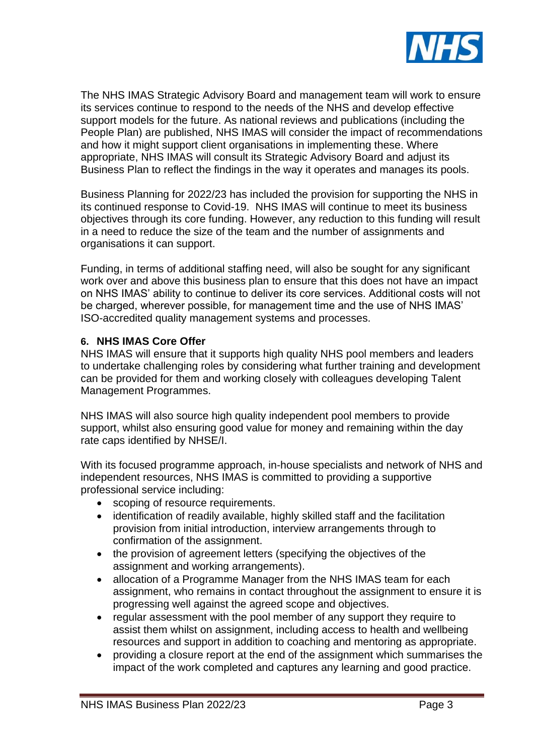The NHS IMAS Strategic Advisory Board and management team will work to ensure its services continue to respond to the needs of the NHS and develop effective support models for the future. As national reviews and publications (including the People Plan) are published, NHS IMAS will consider the impact of recommendations and how it might support client organisations in implementing these. Where appropriate, NHS IMAS will consult its Strategic Advisory Board and adjust its Business Plan to reflect the findings in the way it operates and manages its pools.

Business Planning for 2022/23 has included the provision for supporting the NHS in its continued response to Covid-19. NHS IMAS will continue to meet its business objectives through its core funding. However, any reduction to this funding will result in a need to reduce the size of the team and the number of assignments and organisations it can support.

Funding, in terms of additional staffing need, will also be sought for any significant work over and above this business plan to ensure that this does not have an impact on NHS IMAS' ability to continue to deliver its core services. Additional costs will not be charged, wherever possible, for management time and the use of NHS IMAS' ISO-accredited quality management systems and processes.

## 6. NHS IMAS Core Offer

NHS IMAS will ensure that it supports high quality NHS pool members and leaders to undertake challenging roles by considering what further training and development can be provided for them and working closely with colleagues developing Talent Management Programmes.

NHS IMAS will also source high quality independent pool members to provide support, whilst also ensuring good value for money and remaining within the day rate caps identified by NHSE/I.

With its focused programme approach, in-house specialists and network of NHS and independent resources, NHS IMAS is committed to providing a supportive professional service including:

- scoping of resource requirements.
- identification of readily available, highly skilled staff and the facilitation provision from initial introduction, interview arrangements through to confirmation of the assignment.
- the provision of agreement letters (specifying the objectives of the assignment and working arrangements).
- allocation of a Programme Manager from the NHS IMAS team for each assignment, who remains in contact throughout the assignment to ensure it is progressing well against the agreed scope and objectives.
- regular assessment with the pool member of any support they require to assist them whilst on assignment, including access to health and wellbeing resources and support in addition to coaching and mentoring as appropriate.
- providing a closure report at the end of the assignment which summarises the impact of the work completed and captures any learning and good practice.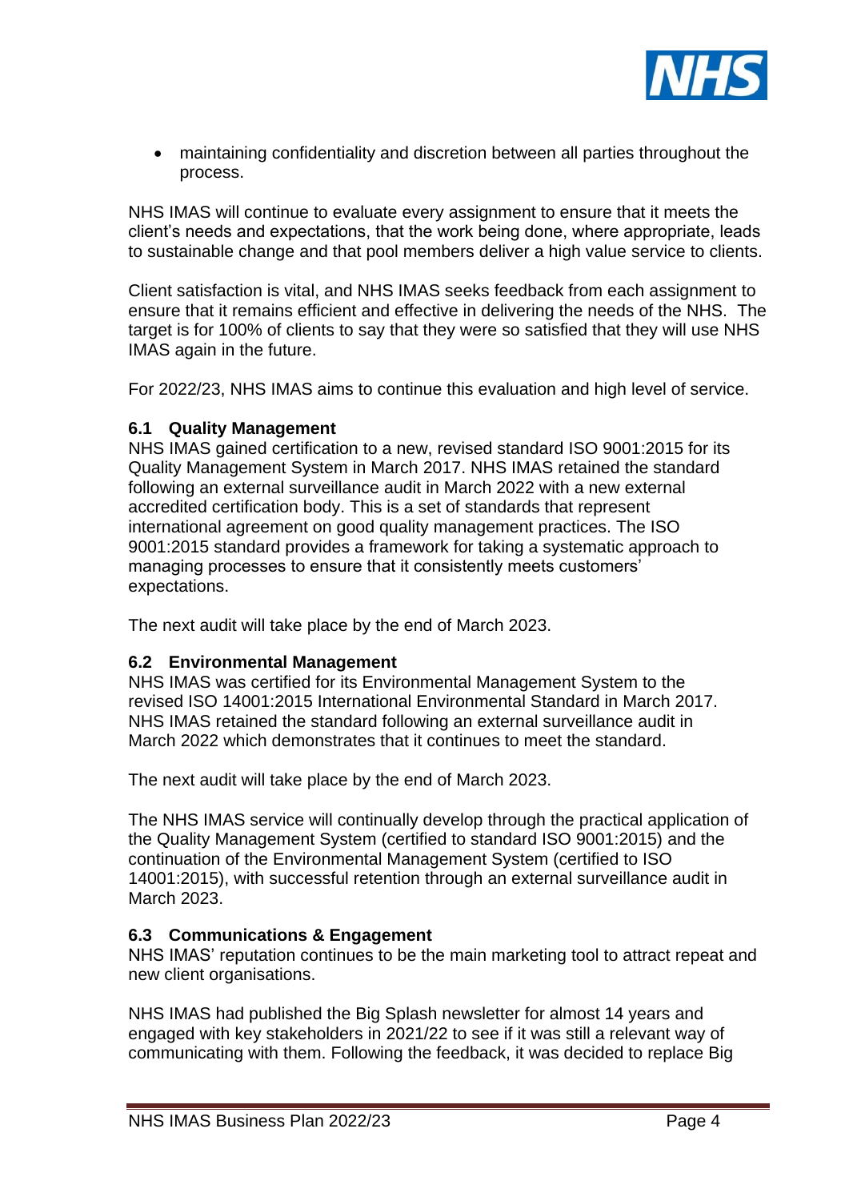- maintaining confidentiality and discretion between all parties throughout the process.

NHS IMAS will continue to evaluate every assignment to ensure that it meets the client's needs and expectations, that the work being done, where appropriate, leads to sustainable change and that pool members deliver a high value service to clients.

Client satisfaction is vital, and NHS IMAS seeks feedback from each assignment to ensure that it remains efficient and effective in delivering the needs of the NHS. The target is for 100% of clients to say that they were so satisfied that they will use NHS IMAS again in the future.

For 2022/23, NHS IMAS aims to continue this evaluation and high level of service.

### 6.1 Quality Management

NHS IMAS gained certification to a new, revised standard ISO 9001:2015 for its Quality Management System in March 2017. NHS IMAS retained the standard following an external surveillance audit in March 2022 with a new external accredited certification body. This is a set of standards that represent international agreement on good quality management practices. The ISO 9001:2015 standard provides a framework for taking a systematic approach to managing processes to ensure that it consistently meets customers' expectations.

The next audit will take place by the end of March 2023.

### 6.2 Environmental Management

NHS IMAS was certified for its Environmental Management System to the revised ISO 14001:2015 International Environmental Standard in March 2017. NHS IMAS retained the standard following an external surveillance audit in March 2022 which demonstrates that it continues to meet the standard.

The next audit will take place by the end of March 2023.

The NHS IMAS service will continually develop through the practical application of the Quality Management System (certified to standard ISO 9001:2015) and the continuation of the Environmental Management System (certified to ISO 14001:2015), with successful retention through an external surveillance audit in March 2023.

### 6.3 Communications & Engagement

NHS IMAS' reputation continues to be the main marketing tool to attract repeat and new client organisations.

NHS IMAS had published the Big Splash newsletter for almost 14 years and engaged with key stakeholders in 2021/22 to see if it was still a relevant way of communicating with them. Following the feedback, it was decided to replace Big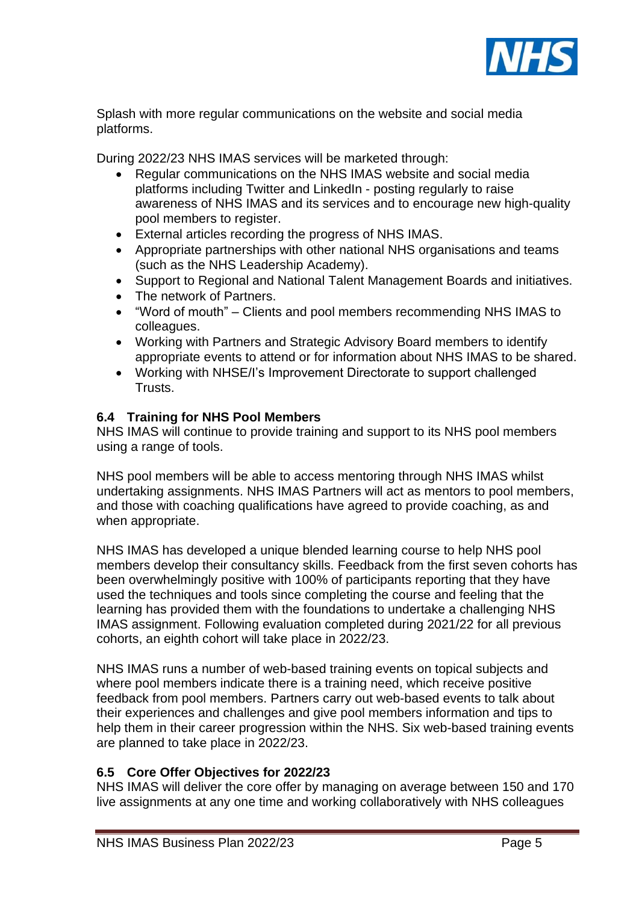Splash with more regular communications on the website and social media platforms.

During 2022/23 NHS IMAS services will be marketed through:

- Regular communications on the NHS IMAS website and social media platforms including Twitter and LinkedIn - posting regularly to raise awareness of NHS IMAS and its services and to encourage new high-quality pool members to register.
- External articles recording the progress of NHS IMAS.
- Appropriate partnerships with other national NHS organisations and teams (such as the NHS Leadership Academy).
- Support to Regional and National Talent Management Boards and initiatives.
- The network of Partners.
- "Word of mouth" – Clients and pool members recommending NHS IMAS to colleagues.
- Working with Partners and Strategic Advisory Board members to identify appropriate events to attend or for information about NHS IMAS to be shared.
- Working with NHSE/I's Improvement Directorate to support challenged Trusts.

### 6.4 Training for NHS Pool Members

NHS IMAS will continue to provide training and support to its NHS pool members using a range of tools.

NHS pool members will be able to access mentoring through NHS IMAS whilst undertaking assignments. NHS IMAS Partners will act as mentors to pool members, and those with coaching qualifications have agreed to provide coaching, as and when appropriate.

NHS IMAS has developed a unique blended learning course to help NHS pool members develop their consultancy skills. Feedback from the first seven cohorts has been overwhelmingly positive with 100% of participants reporting that they have used the techniques and tools since completing the course and feeling that the learning has provided them with the foundations to undertake a challenging NHS IMAS assignment. Following evaluation completed during 2021/22 for all previous cohorts, an eighth cohort will take place in 2022/23.

NHS IMAS runs a number of web-based training events on topical subjects and where pool members indicate there is a training need, which receive positive feedback from pool members. Partners carry out web-based events to talk about their experiences and challenges and give pool members information and tips to help them in their career progression within the NHS. Six web-based training events are planned to take place in 2022/23.

### 6.5 Core Offer Objectives for 2022/23

NHS IMAS will deliver the core offer by managing on average between 150 and 170 live assignments at any one time and working collaboratively with NHS colleagues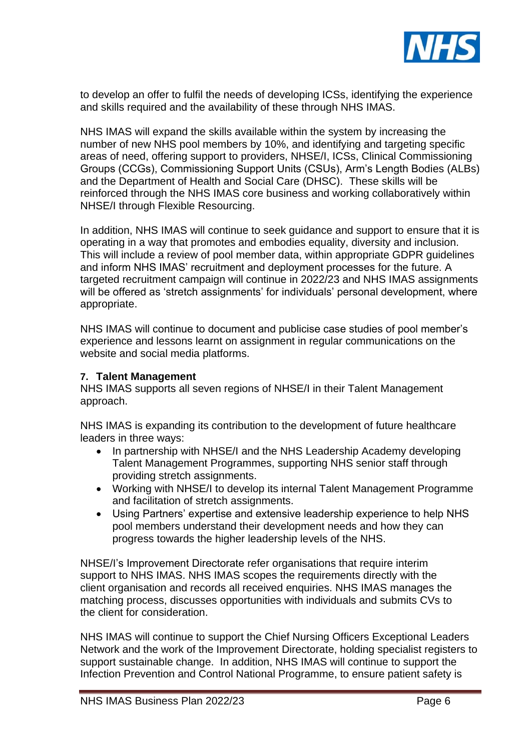to develop an offer to fulfil the needs of developing ICSs, identifying the experience and skills required and the availability of these through NHS IMAS.

NHS IMAS will expand the skills available within the system by increasing the number of new NHS pool members by 10%, and identifying and targeting specific areas of need, offering support to providers, NHSE/I, ICSs, Clinical Commissioning Groups (CCGs), Commissioning Support Units (CSUs), Arm's Length Bodies (ALBs) and the Department of Health and Social Care (DHSC). These skills will be reinforced through the NHS IMAS core business and working collaboratively within NHSE/I through Flexible Resourcing.

In addition, NHS IMAS will continue to seek guidance and support to ensure that it is operating in a way that promotes and embodies equality, diversity and inclusion. This will include a review of pool member data, within appropriate GDPR guidelines and inform NHS IMAS' recruitment and deployment processes for the future. A targeted recruitment campaign will continue in 2022/23 and NHS IMAS assignments will be offered as 'stretch assignments' for individuals' personal development, where appropriate.

NHS IMAS will continue to document and publicise case studies of pool member's experience and lessons learnt on assignment in regular communications on the website and social media platforms.

**7. Talent Management**

NHS IMAS supports all seven regions of NHSE/I in their Talent Management approach.

NHS IMAS is expanding its contribution to the development of future healthcare leaders in three ways:

- In partnership with NHSE/I and the NHS Leadership Academy developing Talent Management Programmes, supporting NHS senior staff through providing stretch assignments.
- Working with NHSE/I to develop its internal Talent Management Programme and facilitation of stretch assignments.
- Using Partners' expertise and extensive leadership experience to help NHS pool members understand their development needs and how they can progress towards the higher leadership levels of the NHS.

NHSE/I's Improvement Directorate refer organisations that require interim support to NHS IMAS. NHS IMAS scopes the requirements directly with the client organisation and records all received enquiries. NHS IMAS manages the matching process, discusses opportunities with individuals and submits CVs to the client for consideration.

NHS IMAS will continue to support the Chief Nursing Officers Exceptional Leaders Network and the work of the Improvement Directorate, holding specialist registers to support sustainable change. In addition, NHS IMAS will continue to support the Infection Prevention and Control National Programme, to ensure patient safety is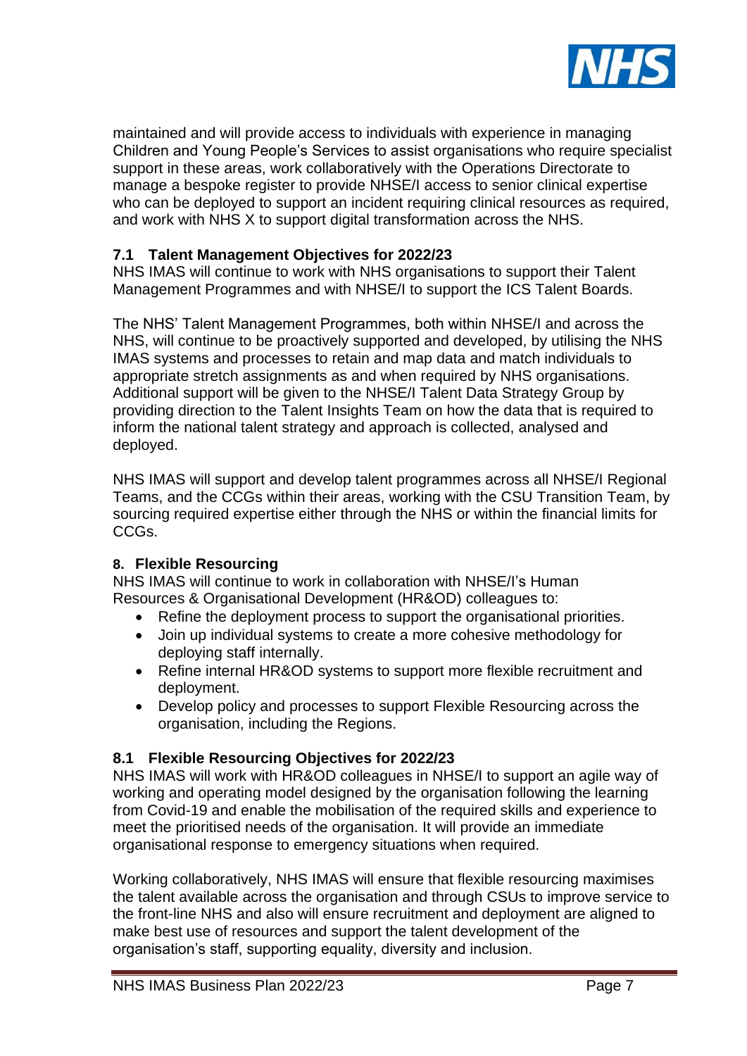maintained and will provide access to individuals with experience in managing Children and Young People's Services to assist organisations who require specialist support in these areas, work collaboratively with the Operations Directorate to manage a bespoke register to provide NHSE/I access to senior clinical expertise who can be deployed to support an incident requiring clinical resources as required, and work with NHS X to support digital transformation across the NHS.

### 7.1 Talent Management Objectives for 2022/23

NHS IMAS will continue to work with NHS organisations to support their Talent Management Programmes and with NHSE/I to support the ICS Talent Boards.

The NHS' Talent Management Programmes, both within NHSE/I and across the NHS, will continue to be proactively supported and developed, by utilising the NHS IMAS systems and processes to retain and map data and match individuals to appropriate stretch assignments as and when required by NHS organisations. Additional support will be given to the NHSE/I Talent Data Strategy Group by providing direction to the Talent Insights Team on how the data that is required to inform the national talent strategy and approach is collected, analysed and deployed.

NHS IMAS will support and develop talent programmes across all NHSE/I Regional Teams, and the CCGs within their areas, working with the CSU Transition Team, by sourcing required expertise either through the NHS or within the financial limits for CCGs.

## 8. Flexible Resourcing

NHS IMAS will continue to work in collaboration with NHSE/I's Human Resources & Organisational Development (HR&OD) colleagues to:

- Refine the deployment process to support the organisational priorities.
- Join up individual systems to create a more cohesive methodology for deploying staff internally.
- Refine internal HR&OD systems to support more flexible recruitment and deployment.
- Develop policy and processes to support Flexible Resourcing across the organisation, including the Regions.

### 8.1 Flexible Resourcing Objectives for 2022/23

NHS IMAS will work with HR&OD colleagues in NHSE/I to support an agile way of working and operating model designed by the organisation following the learning from Covid-19 and enable the mobilisation of the required skills and experience to meet the prioritised needs of the organisation. It will provide an immediate organisational response to emergency situations when required.

Working collaboratively, NHS IMAS will ensure that flexible resourcing maximises the talent available across the organisation and through CSUs to improve service to the front-line NHS and also will ensure recruitment and deployment are aligned to make best use of resources and support the talent development of the organisation's staff, supporting equality, diversity and inclusion.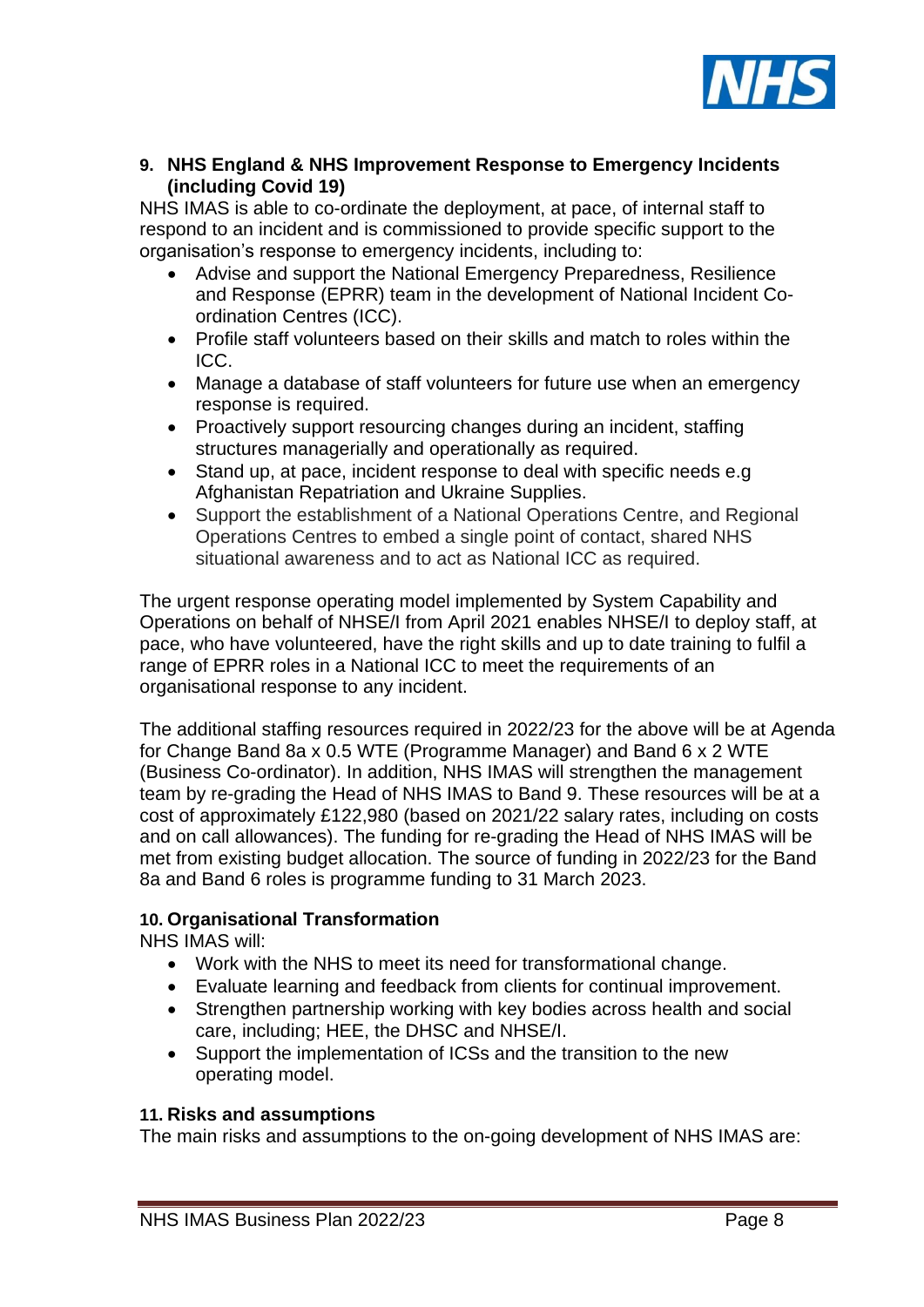## 9. NHS England & NHS Improvement Response to Emergency Incidents (including Covid 19)

NHS IMAS is able to co-ordinate the deployment, at pace, of internal staff to respond to an incident and is commissioned to provide specific support to the organisation's response to emergency incidents, including to:

- Advise and support the National Emergency Preparedness, Resilience and Response (EPRR) team in the development of National Incident Co-ordination Centres (ICC).
- Profile staff volunteers based on their skills and match to roles within the ICC.
- Manage a database of staff volunteers for future use when an emergency response is required.
- Proactively support resourcing changes during an incident, staffing structures managerially and operationally as required.
- Stand up, at pace, incident response to deal with specific needs e.g Afghanistan Repatriation and Ukraine Supplies.
- Support the establishment of a National Operations Centre, and Regional Operations Centres to embed a single point of contact, shared NHS situational awareness and to act as National ICC as required.

The urgent response operating model implemented by System Capability and Operations on behalf of NHSE/I from April 2021 enables NHSE/I to deploy staff, at pace, who have volunteered, have the right skills and up to date training to fulfil a range of EPRR roles in a National ICC to meet the requirements of an organisational response to any incident.

The additional staffing resources required in 2022/23 for the above will be at Agenda for Change Band 8a x 0.5 WTE (Programme Manager) and Band 6 x 2 WTE (Business Co-ordinator). In addition, NHS IMAS will strengthen the management team by re-grading the Head of NHS IMAS to Band 9. These resources will be at a cost of approximately £122,980 (based on 2021/22 salary rates, including on costs and on call allowances). The funding for re-grading the Head of NHS IMAS will be met from existing budget allocation. The source of funding in 2022/23 for the Band 8a and Band 6 roles is programme funding to 31 March 2023.

## 10. Organisational Transformation

NHS IMAS will:

- Work with the NHS to meet its need for transformational change.
- Evaluate learning and feedback from clients for continual improvement.
- Strengthen partnership working with key bodies across health and social care, including; HEE, the DHSC and NHSE/I.
- Support the implementation of ICSs and the transition to the new operating model.

## 11. Risks and assumptions

The main risks and assumptions to the on-going development of NHS IMAS are: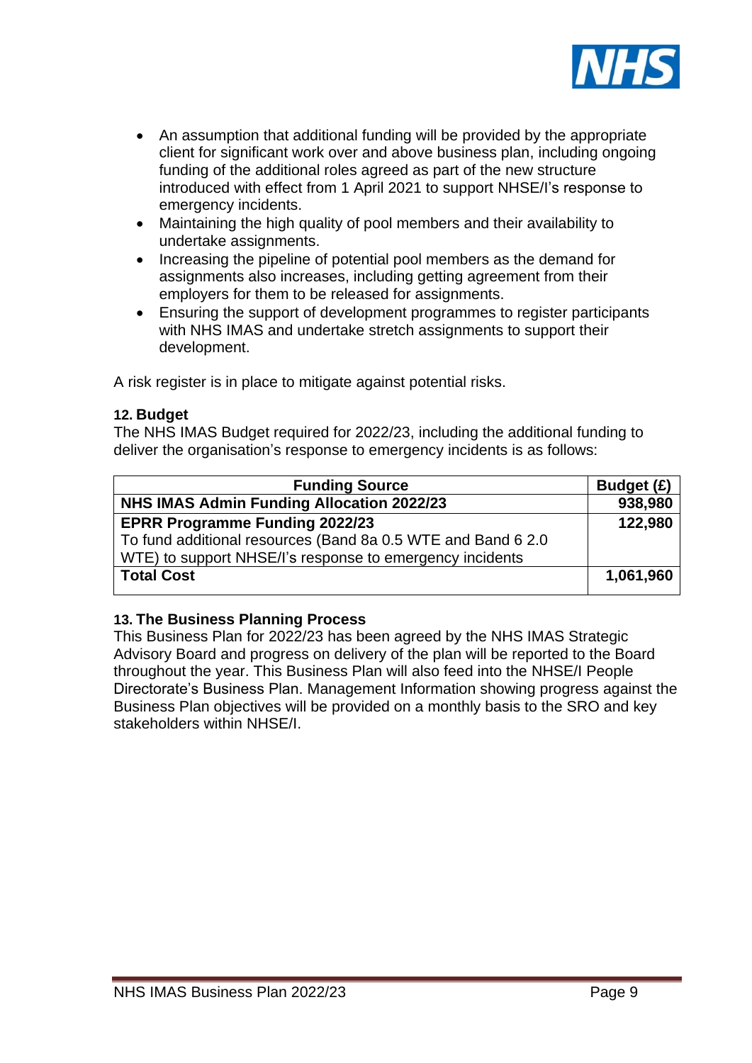- An assumption that additional funding will be provided by the appropriate client for significant work over and above business plan, including ongoing funding of the additional roles agreed as part of the new structure introduced with effect from 1 April 2021 to support NHSE/I's response to emergency incidents.
- Maintaining the high quality of pool members and their availability to undertake assignments.
- Increasing the pipeline of potential pool members as the demand for assignments also increases, including getting agreement from their employers for them to be released for assignments.
- Ensuring the support of development programmes to register participants with NHS IMAS and undertake stretch assignments to support their development.

A risk register is in place to mitigate against potential risks.

### 12. Budget

The NHS IMAS Budget required for 2022/23, including the additional funding to deliver the organisation's response to emergency incidents is as follows:

| Funding Source | Budget (£) |
|---|---|
| **NHS IMAS Admin Funding Allocation 2022/23** | **938,980** |
| **EPRR Programme Funding 2022/23** To fund additional resources (Band 8a 0.5 WTE and Band 6 2.0 WTE) to support NHSE/I's response to emergency incidents | **122,980** |
| **Total Cost** | **1,061,960** |

### 13. The Business Planning Process

This Business Plan for 2022/23 has been agreed by the NHS IMAS Strategic Advisory Board and progress on delivery of the plan will be reported to the Board throughout the year. This Business Plan will also feed into the NHSE/I People Directorate's Business Plan. Management Information showing progress against the Business Plan objectives will be provided on a monthly basis to the SRO and key stakeholders within NHSE/I.